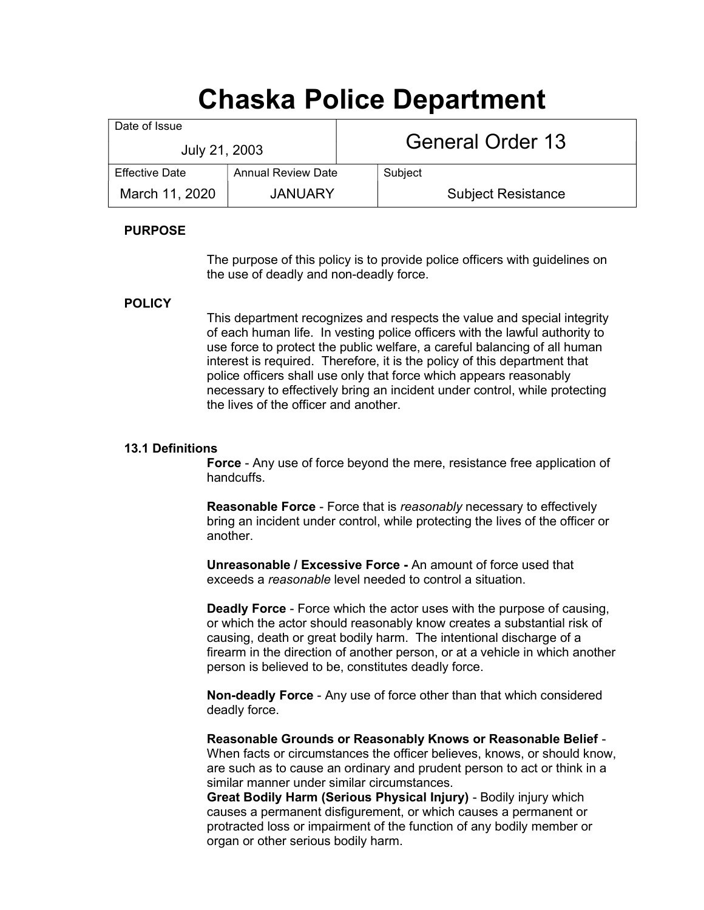# Chaska Police Department

| Date of Issue | | General Order 13 |
|---|---|---|
| July 21, 2003 | | |
| **Effective Date** | **Annual Review Date** | **Subject** |
| March 11, 2020 | JANUARY | Subject Resistance |

**PURPOSE**

The purpose of this policy is to provide police officers with guidelines on the use of deadly and non-deadly force.

**POLICY**

This department recognizes and respects the value and special integrity of each human life. In vesting police officers with the lawful authority to use force to protect the public welfare, a careful balancing of all human interest is required. Therefore, it is the policy of this department that police officers shall use only that force which appears reasonably necessary to effectively bring an incident under control, while protecting the lives of the officer and another.

**13.1 Definitions**

**Force** - Any use of force beyond the mere, resistance free application of handcuffs.

**Reasonable Force** - Force that is *reasonably* necessary to effectively bring an incident under control, while protecting the lives of the officer or another.

**Unreasonable / Excessive Force -** An amount of force used that exceeds a *reasonable* level needed to control a situation.

**Deadly Force** - Force which the actor uses with the purpose of causing, or which the actor should reasonably know creates a substantial risk of causing, death or great bodily harm. The intentional discharge of a firearm in the direction of another person, or at a vehicle in which another person is believed to be, constitutes deadly force.

**Non-deadly Force** - Any use of force other than that which considered deadly force.

**Reasonable Grounds or Reasonably Knows or Reasonable Belief** - When facts or circumstances the officer believes, knows, or should know, are such as to cause an ordinary and prudent person to act or think in a similar manner under similar circumstances.

**Great Bodily Harm (Serious Physical Injury)** - Bodily injury which causes a permanent disfigurement, or which causes a permanent or protracted loss or impairment of the function of any bodily member or organ or other serious bodily harm.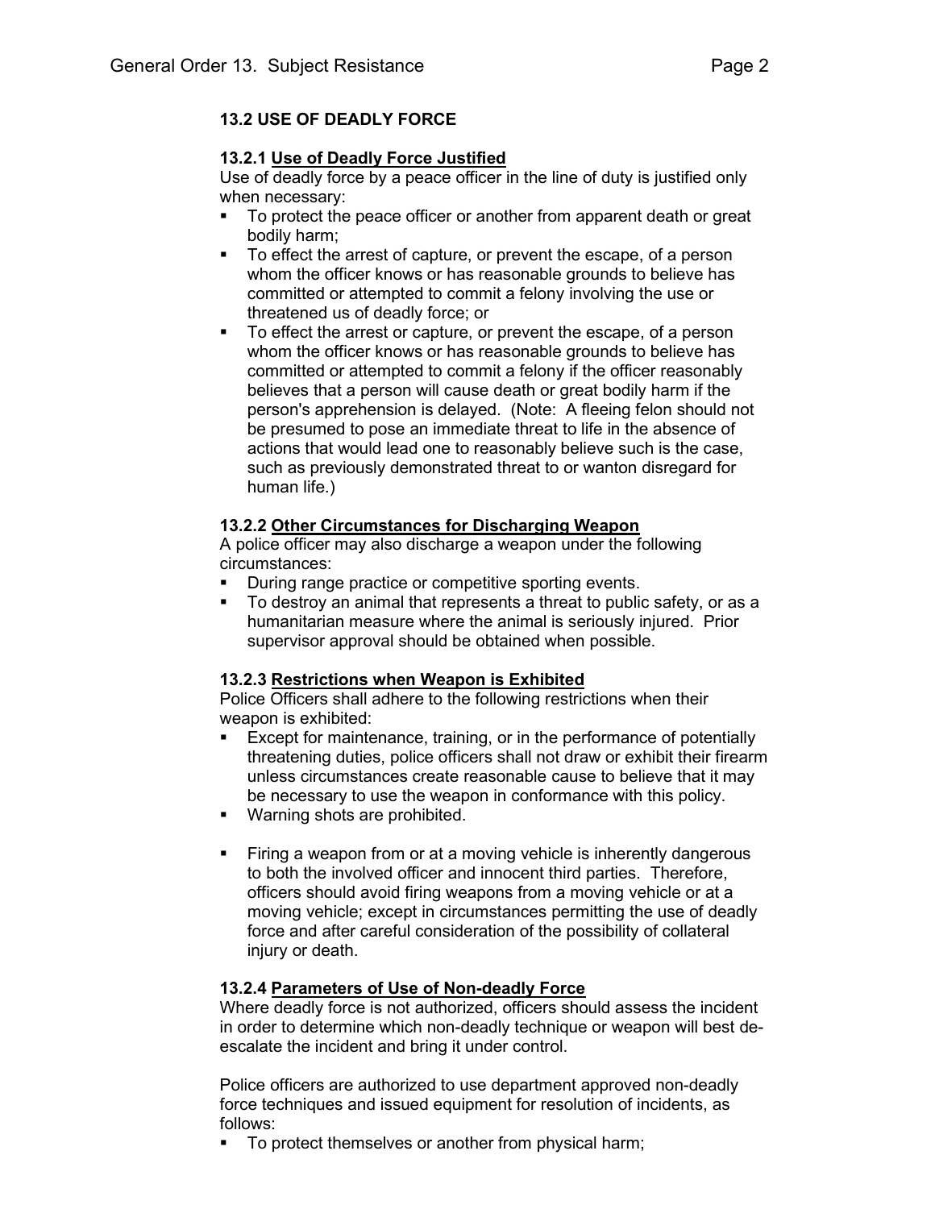## 13.2 USE OF DEADLY FORCE

### 13.2.1 <u>Use of Deadly Force Justified</u>

Use of deadly force by a peace officer in the line of duty is justified only when necessary:

- To protect the peace officer or another from apparent death or great bodily harm;
- To effect the arrest of capture, or prevent the escape, of a person whom the officer knows or has reasonable grounds to believe has committed or attempted to commit a felony involving the use or threatened us of deadly force; or
- To effect the arrest or capture, or prevent the escape, of a person whom the officer knows or has reasonable grounds to believe has committed or attempted to commit a felony if the officer reasonably believes that a person will cause death or great bodily harm if the person's apprehension is delayed. (Note: A fleeing felon should not be presumed to pose an immediate threat to life in the absence of actions that would lead one to reasonably believe such is the case, such as previously demonstrated threat to or wanton disregard for human life.)

### 13.2.2 <u>Other Circumstances for Discharging Weapon</u>

A police officer may also discharge a weapon under the following circumstances:

- During range practice or competitive sporting events.
- To destroy an animal that represents a threat to public safety, or as a humanitarian measure where the animal is seriously injured. Prior supervisor approval should be obtained when possible.

### 13.2.3 <u>Restrictions when Weapon is Exhibited</u>

Police Officers shall adhere to the following restrictions when their weapon is exhibited:

- Except for maintenance, training, or in the performance of potentially threatening duties, police officers shall not draw or exhibit their firearm unless circumstances create reasonable cause to believe that it may be necessary to use the weapon in conformance with this policy.
- Warning shots are prohibited.
- Firing a weapon from or at a moving vehicle is inherently dangerous to both the involved officer and innocent third parties. Therefore, officers should avoid firing weapons from a moving vehicle or at a moving vehicle; except in circumstances permitting the use of deadly force and after careful consideration of the possibility of collateral injury or death.

### 13.2.4 <u>Parameters of Use of Non-deadly Force</u>

Where deadly force is not authorized, officers should assess the incident in order to determine which non-deadly technique or weapon will best de-escalate the incident and bring it under control.

Police officers are authorized to use department approved non-deadly force techniques and issued equipment for resolution of incidents, as follows:

- To protect themselves or another from physical harm;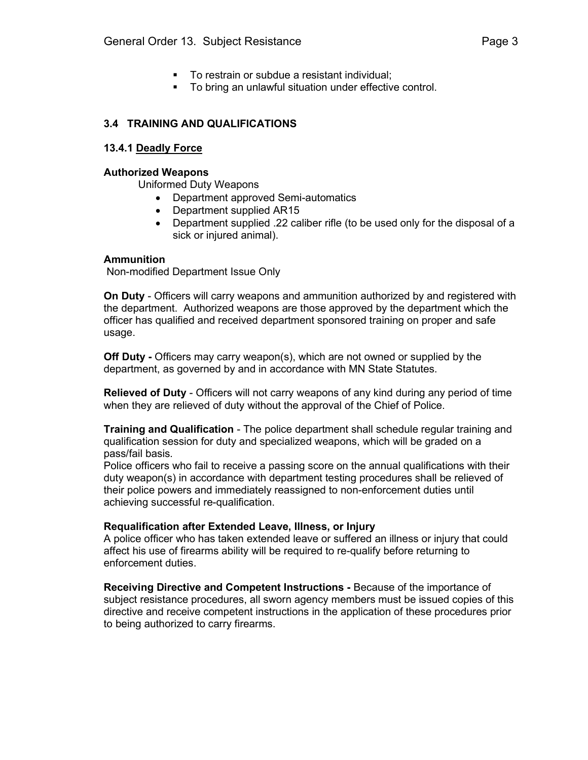- To restrain or subdue a resistant individual;
- To bring an unlawful situation under effective control.

## 3.4 TRAINING AND QUALIFICATIONS

### 13.4.1 Deadly Force

**Authorized Weapons**

Uniformed Duty Weapons

- Department approved Semi-automatics
- Department supplied AR15
- Department supplied .22 caliber rifle (to be used only for the disposal of a sick or injured animal).

**Ammunition**

Non-modified Department Issue Only

**On Duty** - Officers will carry weapons and ammunition authorized by and registered with the department. Authorized weapons are those approved by the department which the officer has qualified and received department sponsored training on proper and safe usage.

**Off Duty -** Officers may carry weapon(s), which are not owned or supplied by the department, as governed by and in accordance with MN State Statutes.

**Relieved of Duty** - Officers will not carry weapons of any kind during any period of time when they are relieved of duty without the approval of the Chief of Police.

**Training and Qualification** - The police department shall schedule regular training and qualification session for duty and specialized weapons, which will be graded on a pass/fail basis.

Police officers who fail to receive a passing score on the annual qualifications with their duty weapon(s) in accordance with department testing procedures shall be relieved of their police powers and immediately reassigned to non-enforcement duties until achieving successful re-qualification.

**Requalification after Extended Leave, Illness, or Injury**

A police officer who has taken extended leave or suffered an illness or injury that could affect his use of firearms ability will be required to re-qualify before returning to enforcement duties.

**Receiving Directive and Competent Instructions -** Because of the importance of subject resistance procedures, all sworn agency members must be issued copies of this directive and receive competent instructions in the application of these procedures prior to being authorized to carry firearms.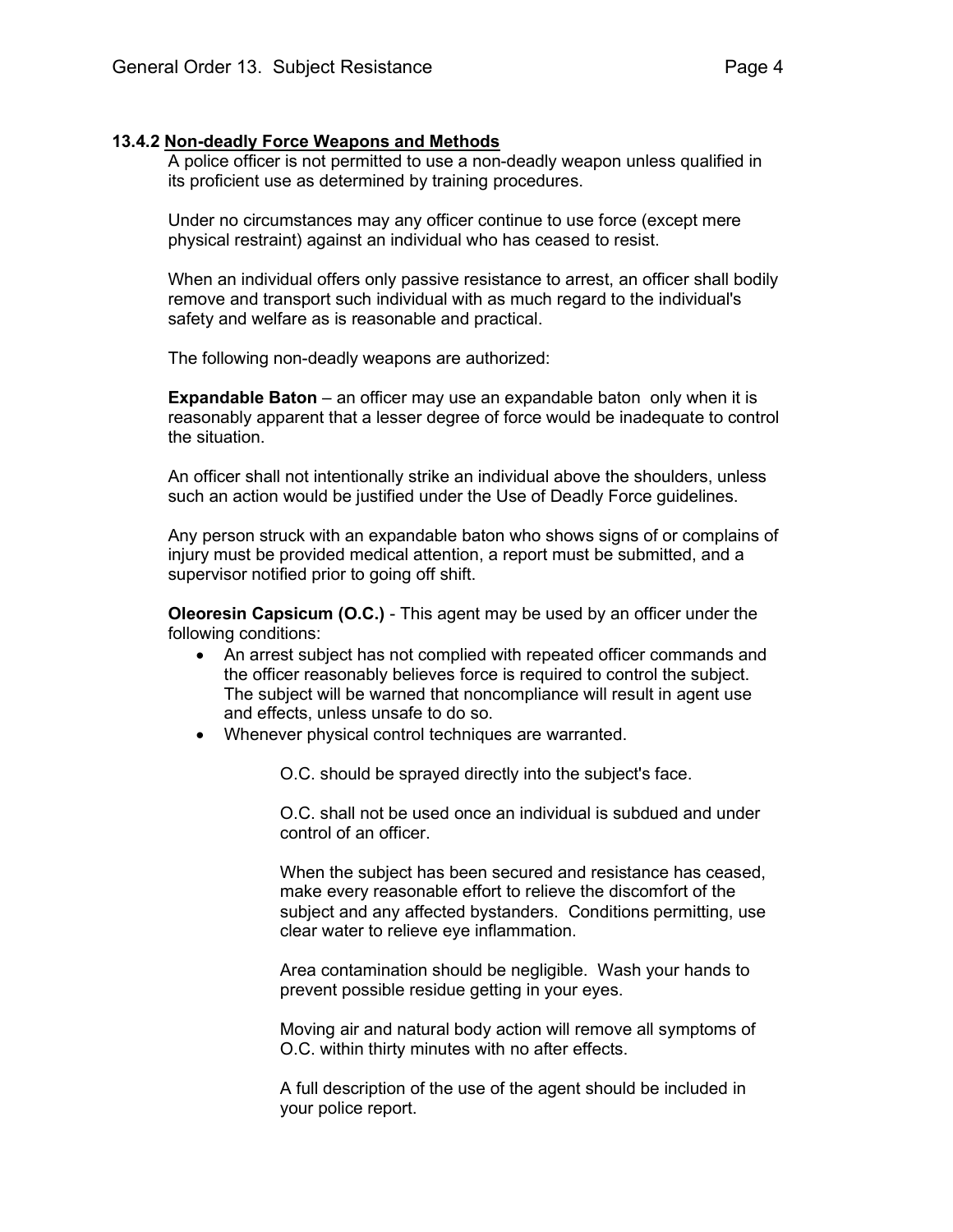### 13.4.2 Non-deadly Force Weapons and Methods

A police officer is not permitted to use a non-deadly weapon unless qualified in its proficient use as determined by training procedures.

Under no circumstances may any officer continue to use force (except mere physical restraint) against an individual who has ceased to resist.

When an individual offers only passive resistance to arrest, an officer shall bodily remove and transport such individual with as much regard to the individual's safety and welfare as is reasonable and practical.

The following non-deadly weapons are authorized:

**Expandable Baton** – an officer may use an expandable baton only when it is reasonably apparent that a lesser degree of force would be inadequate to control the situation.

An officer shall not intentionally strike an individual above the shoulders, unless such an action would be justified under the Use of Deadly Force guidelines.

Any person struck with an expandable baton who shows signs of or complains of injury must be provided medical attention, a report must be submitted, and a supervisor notified prior to going off shift.

**Oleoresin Capsicum (O.C.)** - This agent may be used by an officer under the following conditions:

- An arrest subject has not complied with repeated officer commands and the officer reasonably believes force is required to control the subject. The subject will be warned that noncompliance will result in agent use and effects, unless unsafe to do so.
- Whenever physical control techniques are warranted.

O.C. should be sprayed directly into the subject's face.

O.C. shall not be used once an individual is subdued and under control of an officer.

When the subject has been secured and resistance has ceased, make every reasonable effort to relieve the discomfort of the subject and any affected bystanders. Conditions permitting, use clear water to relieve eye inflammation.

Area contamination should be negligible. Wash your hands to prevent possible residue getting in your eyes.

Moving air and natural body action will remove all symptoms of O.C. within thirty minutes with no after effects.

A full description of the use of the agent should be included in your police report.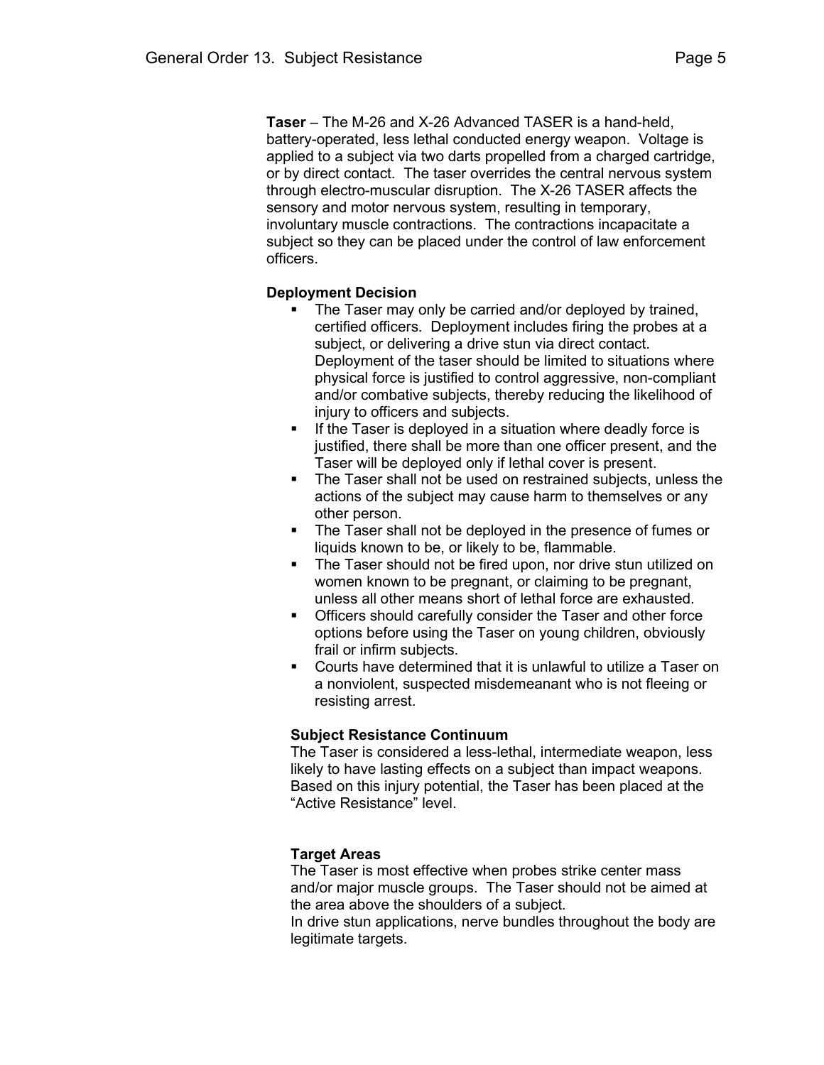**Taser** – The M-26 and X-26 Advanced TASER is a hand-held, battery-operated, less lethal conducted energy weapon. Voltage is applied to a subject via two darts propelled from a charged cartridge, or by direct contact. The taser overrides the central nervous system through electro-muscular disruption. The X-26 TASER affects the sensory and motor nervous system, resulting in temporary, involuntary muscle contractions. The contractions incapacitate a subject so they can be placed under the control of law enforcement officers.

**Deployment Decision**

- The Taser may only be carried and/or deployed by trained, certified officers. Deployment includes firing the probes at a subject, or delivering a drive stun via direct contact. Deployment of the taser should be limited to situations where physical force is justified to control aggressive, non-compliant and/or combative subjects, thereby reducing the likelihood of injury to officers and subjects.
- If the Taser is deployed in a situation where deadly force is justified, there shall be more than one officer present, and the Taser will be deployed only if lethal cover is present.
- The Taser shall not be used on restrained subjects, unless the actions of the subject may cause harm to themselves or any other person.
- The Taser shall not be deployed in the presence of fumes or liquids known to be, or likely to be, flammable.
- The Taser should not be fired upon, nor drive stun utilized on women known to be pregnant, or claiming to be pregnant, unless all other means short of lethal force are exhausted.
- Officers should carefully consider the Taser and other force options before using the Taser on young children, obviously frail or infirm subjects.
- Courts have determined that it is unlawful to utilize a Taser on a nonviolent, suspected misdemeanant who is not fleeing or resisting arrest.

**Subject Resistance Continuum**

The Taser is considered a less-lethal, intermediate weapon, less likely to have lasting effects on a subject than impact weapons. Based on this injury potential, the Taser has been placed at the "Active Resistance" level.

**Target Areas**

The Taser is most effective when probes strike center mass and/or major muscle groups. The Taser should not be aimed at the area above the shoulders of a subject.

In drive stun applications, nerve bundles throughout the body are legitimate targets.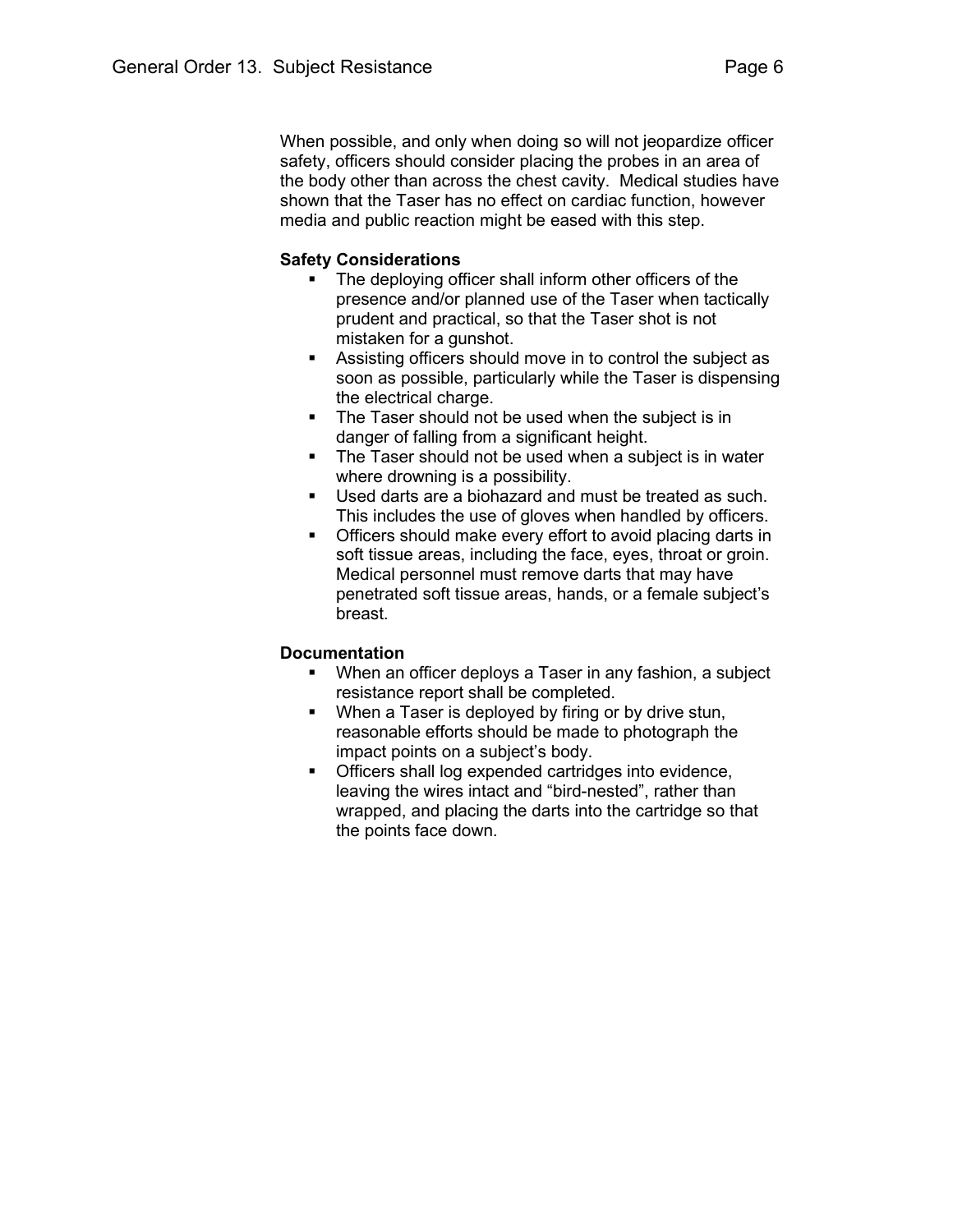When possible, and only when doing so will not jeopardize officer safety, officers should consider placing the probes in an area of the body other than across the chest cavity. Medical studies have shown that the Taser has no effect on cardiac function, however media and public reaction might be eased with this step.

**Safety Considerations**

- The deploying officer shall inform other officers of the presence and/or planned use of the Taser when tactically prudent and practical, so that the Taser shot is not mistaken for a gunshot.
- Assisting officers should move in to control the subject as soon as possible, particularly while the Taser is dispensing the electrical charge.
- The Taser should not be used when the subject is in danger of falling from a significant height.
- The Taser should not be used when a subject is in water where drowning is a possibility.
- Used darts are a biohazard and must be treated as such. This includes the use of gloves when handled by officers.
- Officers should make every effort to avoid placing darts in soft tissue areas, including the face, eyes, throat or groin. Medical personnel must remove darts that may have penetrated soft tissue areas, hands, or a female subject's breast.

**Documentation**

- When an officer deploys a Taser in any fashion, a subject resistance report shall be completed.
- When a Taser is deployed by firing or by drive stun, reasonable efforts should be made to photograph the impact points on a subject's body.
- Officers shall log expended cartridges into evidence, leaving the wires intact and "bird-nested", rather than wrapped, and placing the darts into the cartridge so that the points face down.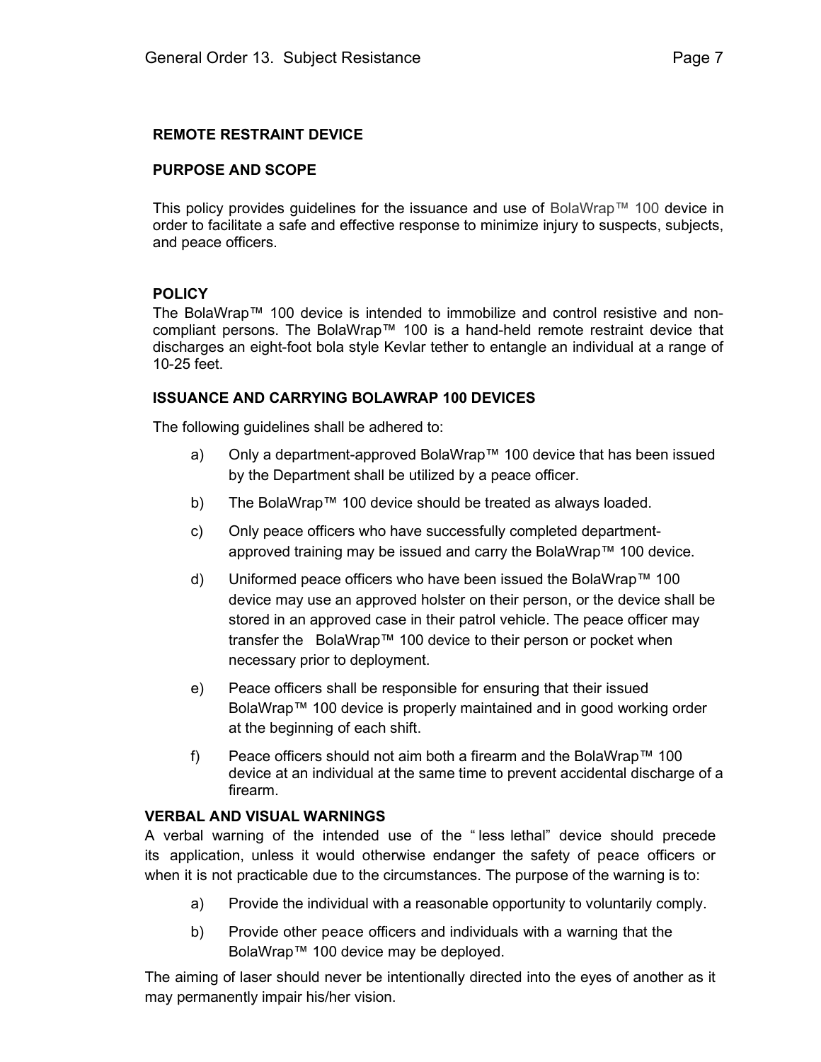## REMOTE RESTRAINT DEVICE

### PURPOSE AND SCOPE

This policy provides guidelines for the issuance and use of BolaWrap™ 100 device in order to facilitate a safe and effective response to minimize injury to suspects, subjects, and peace officers.

### POLICY

The BolaWrap™ 100 device is intended to immobilize and control resistive and non-compliant persons. The BolaWrap™ 100 is a hand-held remote restraint device that discharges an eight-foot bola style Kevlar tether to entangle an individual at a range of 10-25 feet.

### ISSUANCE AND CARRYING BOLAWRAP 100 DEVICES

The following guidelines shall be adhered to:

a) Only a department-approved BolaWrap™ 100 device that has been issued by the Department shall be utilized by a peace officer.

b) The BolaWrap™ 100 device should be treated as always loaded.

c) Only peace officers who have successfully completed department-approved training may be issued and carry the BolaWrap™ 100 device.

d) Uniformed peace officers who have been issued the BolaWrap™ 100 device may use an approved holster on their person, or the device shall be stored in an approved case in their patrol vehicle. The peace officer may transfer the BolaWrap™ 100 device to their person or pocket when necessary prior to deployment.

e) Peace officers shall be responsible for ensuring that their issued BolaWrap™ 100 device is properly maintained and in good working order at the beginning of each shift.

f) Peace officers should not aim both a firearm and the BolaWrap™ 100 device at an individual at the same time to prevent accidental discharge of a firearm.

### VERBAL AND VISUAL WARNINGS

A verbal warning of the intended use of the "less lethal" device should precede its application, unless it would otherwise endanger the safety of peace officers or when it is not practicable due to the circumstances. The purpose of the warning is to:

a) Provide the individual with a reasonable opportunity to voluntarily comply.

b) Provide other peace officers and individuals with a warning that the BolaWrap™ 100 device may be deployed.

The aiming of laser should never be intentionally directed into the eyes of another as it may permanently impair his/her vision.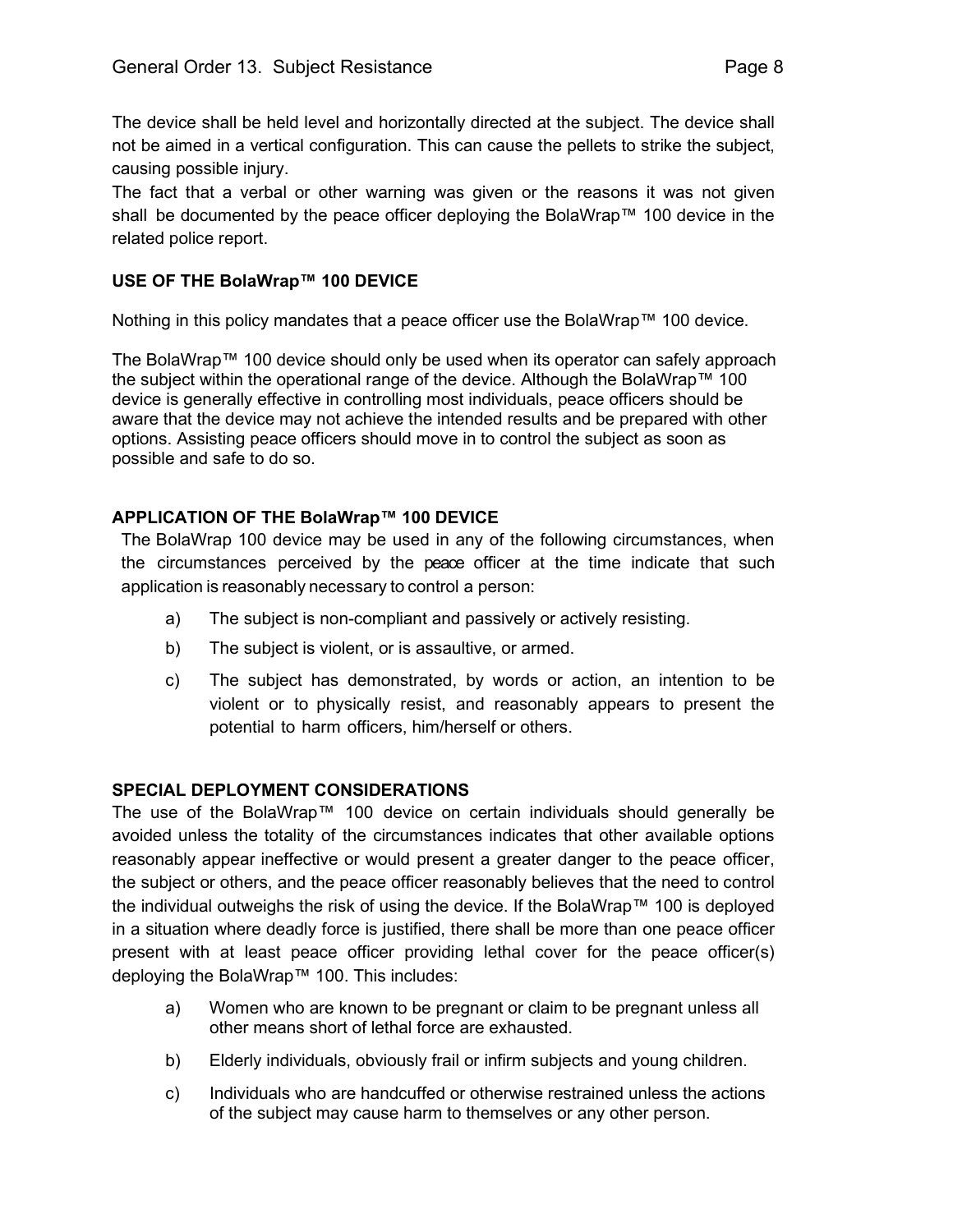The device shall be held level and horizontally directed at the subject. The device shall not be aimed in a vertical configuration. This can cause the pellets to strike the subject, causing possible injury.

The fact that a verbal or other warning was given or the reasons it was not given shall be documented by the peace officer deploying the BolaWrap™ 100 device in the related police report.

**USE OF THE BolaWrap™ 100 DEVICE**

Nothing in this policy mandates that a peace officer use the BolaWrap™ 100 device.

The BolaWrap™ 100 device should only be used when its operator can safely approach the subject within the operational range of the device. Although the BolaWrap™ 100 device is generally effective in controlling most individuals, peace officers should be aware that the device may not achieve the intended results and be prepared with other options. Assisting peace officers should move in to control the subject as soon as possible and safe to do so.

**APPLICATION OF THE BolaWrap™ 100 DEVICE**

The BolaWrap 100 device may be used in any of the following circumstances, when the circumstances perceived by the peace officer at the time indicate that such application is reasonably necessary to control a person:

a) The subject is non-compliant and passively or actively resisting.

b) The subject is violent, or is assaultive, or armed.

c) The subject has demonstrated, by words or action, an intention to be violent or to physically resist, and reasonably appears to present the potential to harm officers, him/herself or others.

**SPECIAL DEPLOYMENT CONSIDERATIONS**

The use of the BolaWrap™ 100 device on certain individuals should generally be avoided unless the totality of the circumstances indicates that other available options reasonably appear ineffective or would present a greater danger to the peace officer, the subject or others, and the peace officer reasonably believes that the need to control the individual outweighs the risk of using the device. If the BolaWrap™ 100 is deployed in a situation where deadly force is justified, there shall be more than one peace officer present with at least peace officer providing lethal cover for the peace officer(s) deploying the BolaWrap™ 100. This includes:

a) Women who are known to be pregnant or claim to be pregnant unless all other means short of lethal force are exhausted.

b) Elderly individuals, obviously frail or infirm subjects and young children.

c) Individuals who are handcuffed or otherwise restrained unless the actions of the subject may cause harm to themselves or any other person.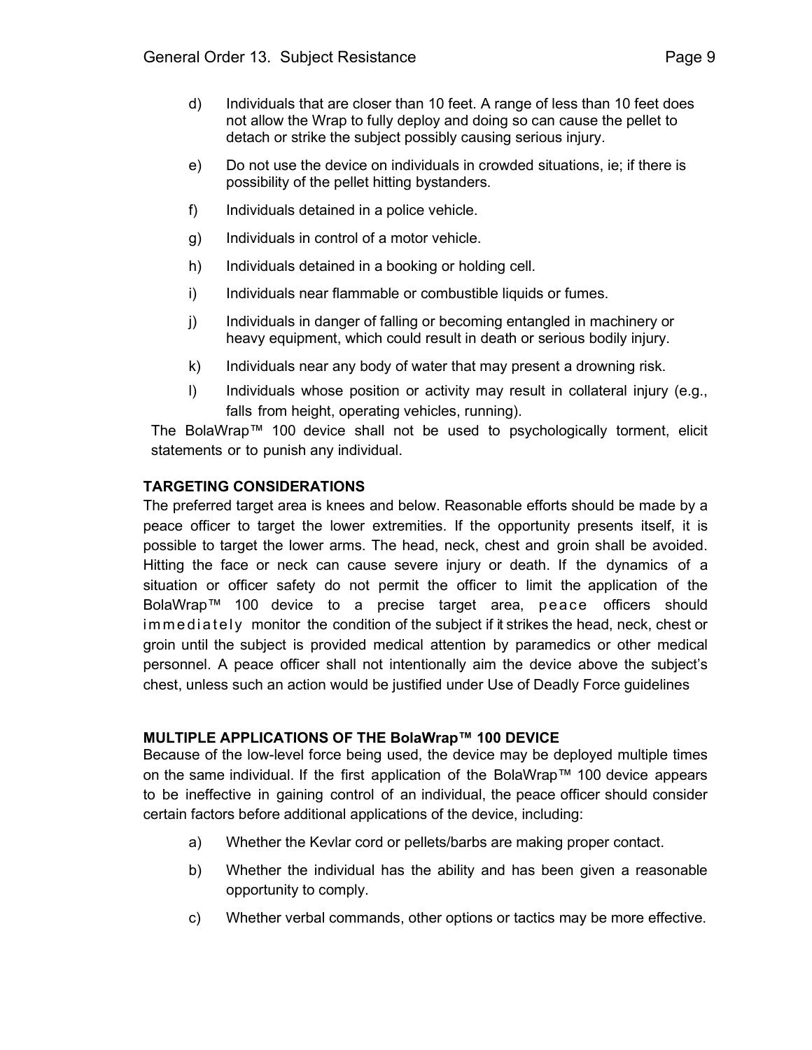d) Individuals that are closer than 10 feet. A range of less than 10 feet does not allow the Wrap to fully deploy and doing so can cause the pellet to detach or strike the subject possibly causing serious injury.

e) Do not use the device on individuals in crowded situations, ie; if there is possibility of the pellet hitting bystanders.

f) Individuals detained in a police vehicle.

g) Individuals in control of a motor vehicle.

h) Individuals detained in a booking or holding cell.

i) Individuals near flammable or combustible liquids or fumes.

j) Individuals in danger of falling or becoming entangled in machinery or heavy equipment, which could result in death or serious bodily injury.

k) Individuals near any body of water that may present a drowning risk.

l) Individuals whose position or activity may result in collateral injury (e.g., falls from height, operating vehicles, running).

The BolaWrap™ 100 device shall not be used to psychologically torment, elicit statements or to punish any individual.

**TARGETING CONSIDERATIONS**

The preferred target area is knees and below. Reasonable efforts should be made by a peace officer to target the lower extremities. If the opportunity presents itself, it is possible to target the lower arms. The head, neck, chest and groin shall be avoided. Hitting the face or neck can cause severe injury or death. If the dynamics of a situation or officer safety do not permit the officer to limit the application of the BolaWrap™ 100 device to a precise target area, peace officers should immediately monitor the condition of the subject if it strikes the head, neck, chest or groin until the subject is provided medical attention by paramedics or other medical personnel. A peace officer shall not intentionally aim the device above the subject's chest, unless such an action would be justified under Use of Deadly Force guidelines

**MULTIPLE APPLICATIONS OF THE BolaWrap™ 100 DEVICE**

Because of the low-level force being used, the device may be deployed multiple times on the same individual. If the first application of the BolaWrap™ 100 device appears to be ineffective in gaining control of an individual, the peace officer should consider certain factors before additional applications of the device, including:

a) Whether the Kevlar cord or pellets/barbs are making proper contact.

b) Whether the individual has the ability and has been given a reasonable opportunity to comply.

c) Whether verbal commands, other options or tactics may be more effective.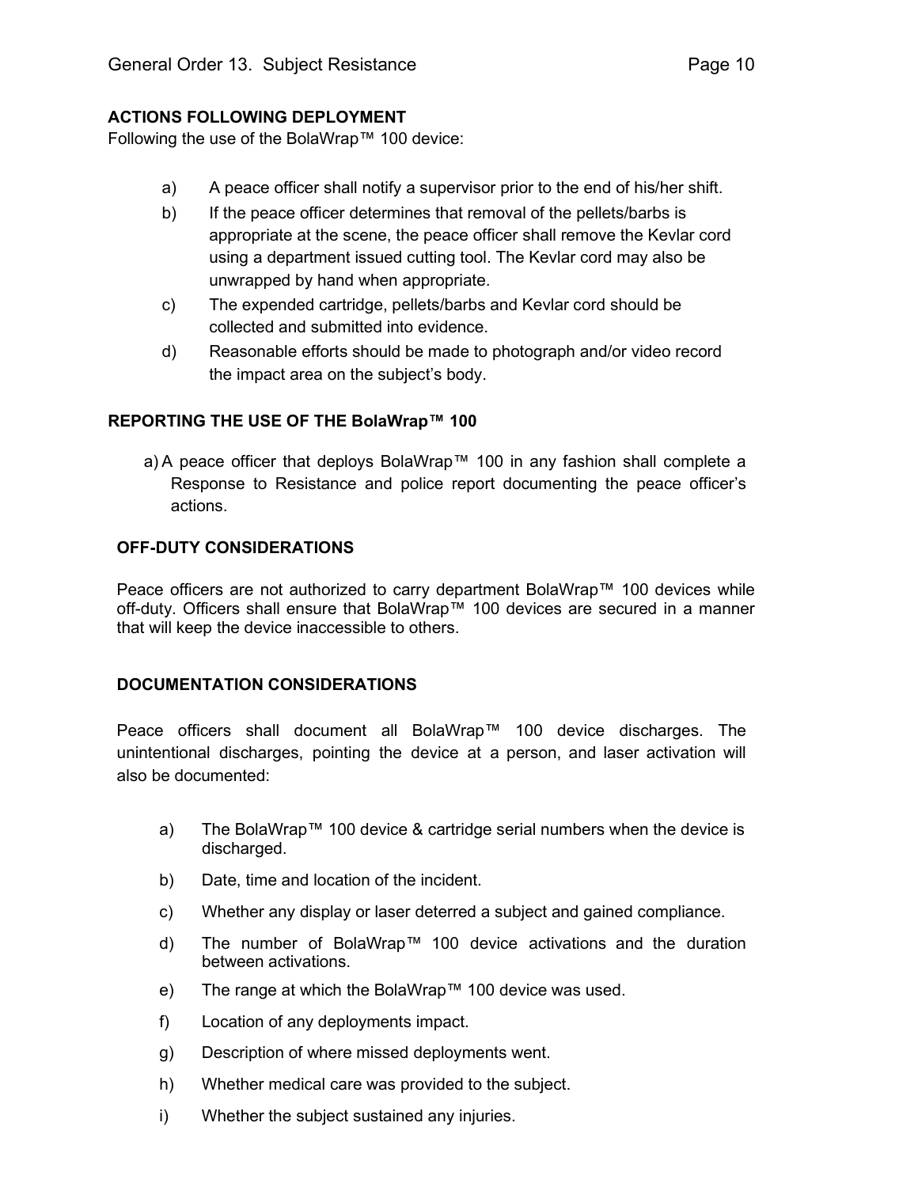## ACTIONS FOLLOWING DEPLOYMENT

Following the use of the BolaWrap™ 100 device:

a) A peace officer shall notify a supervisor prior to the end of his/her shift.

b) If the peace officer determines that removal of the pellets/barbs is appropriate at the scene, the peace officer shall remove the Kevlar cord using a department issued cutting tool. The Kevlar cord may also be unwrapped by hand when appropriate.

c) The expended cartridge, pellets/barbs and Kevlar cord should be collected and submitted into evidence.

d) Reasonable efforts should be made to photograph and/or video record the impact area on the subject's body.

## REPORTING THE USE OF THE BolaWrap™ 100

a) A peace officer that deploys BolaWrap™ 100 in any fashion shall complete a Response to Resistance and police report documenting the peace officer's actions.

## OFF-DUTY CONSIDERATIONS

Peace officers are not authorized to carry department BolaWrap™ 100 devices while off-duty. Officers shall ensure that BolaWrap™ 100 devices are secured in a manner that will keep the device inaccessible to others.

## DOCUMENTATION CONSIDERATIONS

Peace officers shall document all BolaWrap™ 100 device discharges. The unintentional discharges, pointing the device at a person, and laser activation will also be documented:

a) The BolaWrap™ 100 device & cartridge serial numbers when the device is discharged.

b) Date, time and location of the incident.

c) Whether any display or laser deterred a subject and gained compliance.

d) The number of BolaWrap™ 100 device activations and the duration between activations.

e) The range at which the BolaWrap™ 100 device was used.

f) Location of any deployments impact.

g) Description of where missed deployments went.

h) Whether medical care was provided to the subject.

i) Whether the subject sustained any injuries.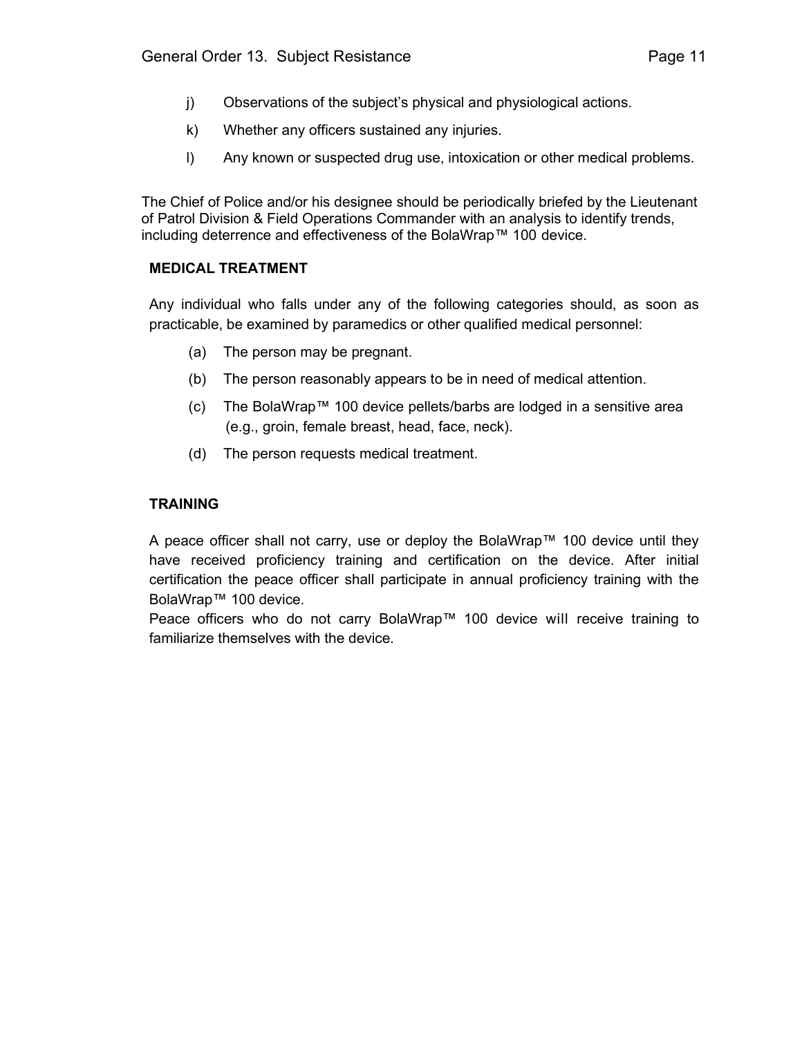j) Observations of the subject's physical and physiological actions.

k) Whether any officers sustained any injuries.

l) Any known or suspected drug use, intoxication or other medical problems.

The Chief of Police and/or his designee should be periodically briefed by the Lieutenant of Patrol Division & Field Operations Commander with an analysis to identify trends, including deterrence and effectiveness of the BolaWrap™ 100 device.

**MEDICAL TREATMENT**

Any individual who falls under any of the following categories should, as soon as practicable, be examined by paramedics or other qualified medical personnel:

(a) The person may be pregnant.

(b) The person reasonably appears to be in need of medical attention.

(c) The BolaWrap™ 100 device pellets/barbs are lodged in a sensitive area (e.g., groin, female breast, head, face, neck).

(d) The person requests medical treatment.

**TRAINING**

A peace officer shall not carry, use or deploy the BolaWrap™ 100 device until they have received proficiency training and certification on the device. After initial certification the peace officer shall participate in annual proficiency training with the BolaWrap™ 100 device.
Peace officers who do not carry BolaWrap™ 100 device will receive training to familiarize themselves with the device.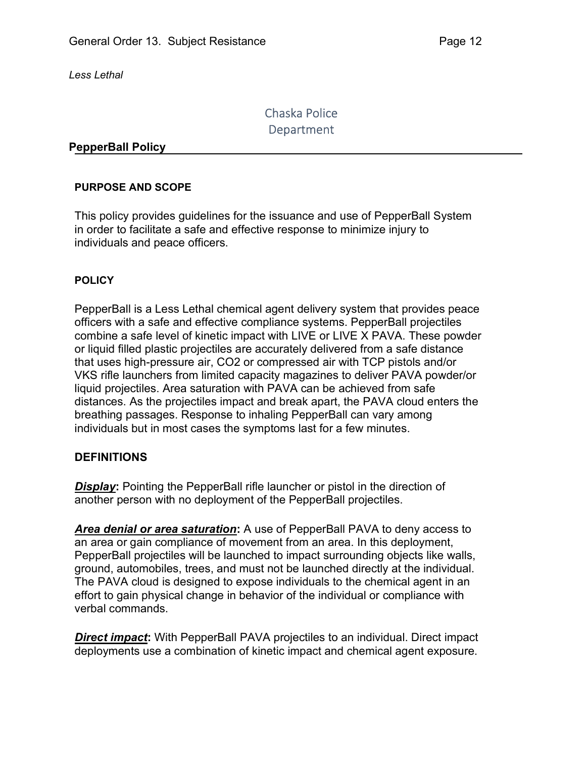*Less Lethal*

Chaska Police Department

## PepperBall Policy

**PURPOSE AND SCOPE**

This policy provides guidelines for the issuance and use of PepperBall System in order to facilitate a safe and effective response to minimize injury to individuals and peace officers.

**POLICY**

PepperBall is a Less Lethal chemical agent delivery system that provides peace officers with a safe and effective compliance systems. PepperBall projectiles combine a safe level of kinetic impact with LIVE or LIVE X PAVA. These powder or liquid filled plastic projectiles are accurately delivered from a safe distance that uses high-pressure air, $CO_2$ or compressed air with TCP pistols and/or VKS rifle launchers from limited capacity magazines to deliver PAVA powder/or liquid projectiles. Area saturation with PAVA can be achieved from safe distances. As the projectiles impact and break apart, the PAVA cloud enters the breathing passages. Response to inhaling PepperBall can vary among individuals but in most cases the symptoms last for a few minutes.

**DEFINITIONS**

***Display*:** Pointing the PepperBall rifle launcher or pistol in the direction of another person with no deployment of the PepperBall projectiles.

***Area denial or area saturation*:** A use of PepperBall PAVA to deny access to an area or gain compliance of movement from an area. In this deployment, PepperBall projectiles will be launched to impact surrounding objects like walls, ground, automobiles, trees, and must not be launched directly at the individual. The PAVA cloud is designed to expose individuals to the chemical agent in an effort to gain physical change in behavior of the individual or compliance with verbal commands.

***Direct impact*:** With PepperBall PAVA projectiles to an individual. Direct impact deployments use a combination of kinetic impact and chemical agent exposure.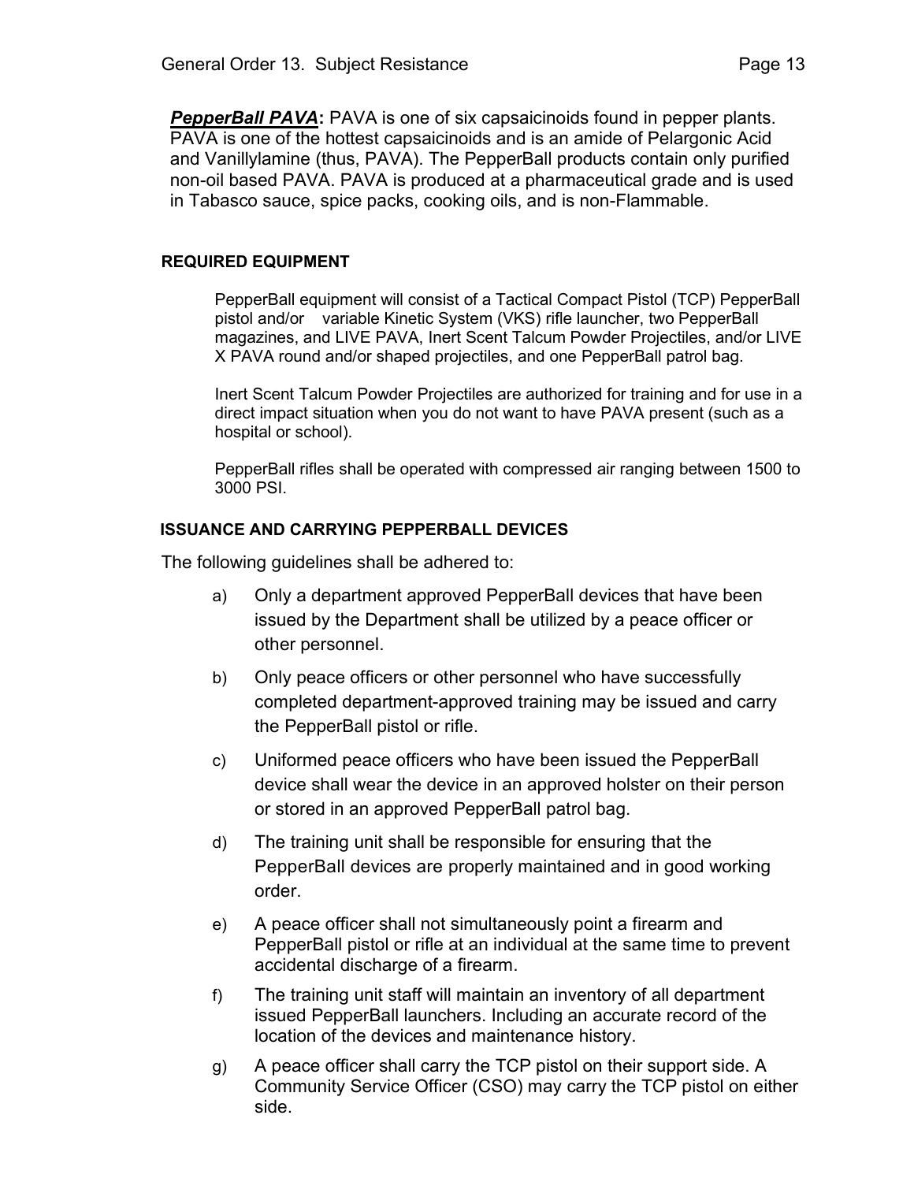***PepperBall PAVA*:** PAVA is one of six capsaicinoids found in pepper plants. PAVA is one of the hottest capsaicinoids and is an amide of Pelargonic Acid and Vanillylamine (thus, PAVA). The PepperBall products contain only purified non-oil based PAVA. PAVA is produced at a pharmaceutical grade and is used in Tabasco sauce, spice packs, cooking oils, and is non-Flammable.

#### REQUIRED EQUIPMENT

PepperBall equipment will consist of a Tactical Compact Pistol (TCP) PepperBall pistol and/or variable Kinetic System (VKS) rifle launcher, two PepperBall magazines, and LIVE PAVA, Inert Scent Talcum Powder Projectiles, and/or LIVE X PAVA round and/or shaped projectiles, and one PepperBall patrol bag.

Inert Scent Talcum Powder Projectiles are authorized for training and for use in a direct impact situation when you do not want to have PAVA present (such as a hospital or school).

PepperBall rifles shall be operated with compressed air ranging between 1500 to 3000 PSI.

#### ISSUANCE AND CARRYING PEPPERBALL DEVICES

The following guidelines shall be adhered to:

a) Only a department approved PepperBall devices that have been issued by the Department shall be utilized by a peace officer or other personnel.

b) Only peace officers or other personnel who have successfully completed department-approved training may be issued and carry the PepperBall pistol or rifle.

c) Uniformed peace officers who have been issued the PepperBall device shall wear the device in an approved holster on their person or stored in an approved PepperBall patrol bag.

d) The training unit shall be responsible for ensuring that the PepperBall devices are properly maintained and in good working order.

e) A peace officer shall not simultaneously point a firearm and PepperBall pistol or rifle at an individual at the same time to prevent accidental discharge of a firearm.

f) The training unit staff will maintain an inventory of all department issued PepperBall launchers. Including an accurate record of the location of the devices and maintenance history.

g) A peace officer shall carry the TCP pistol on their support side. A Community Service Officer (CSO) may carry the TCP pistol on either side.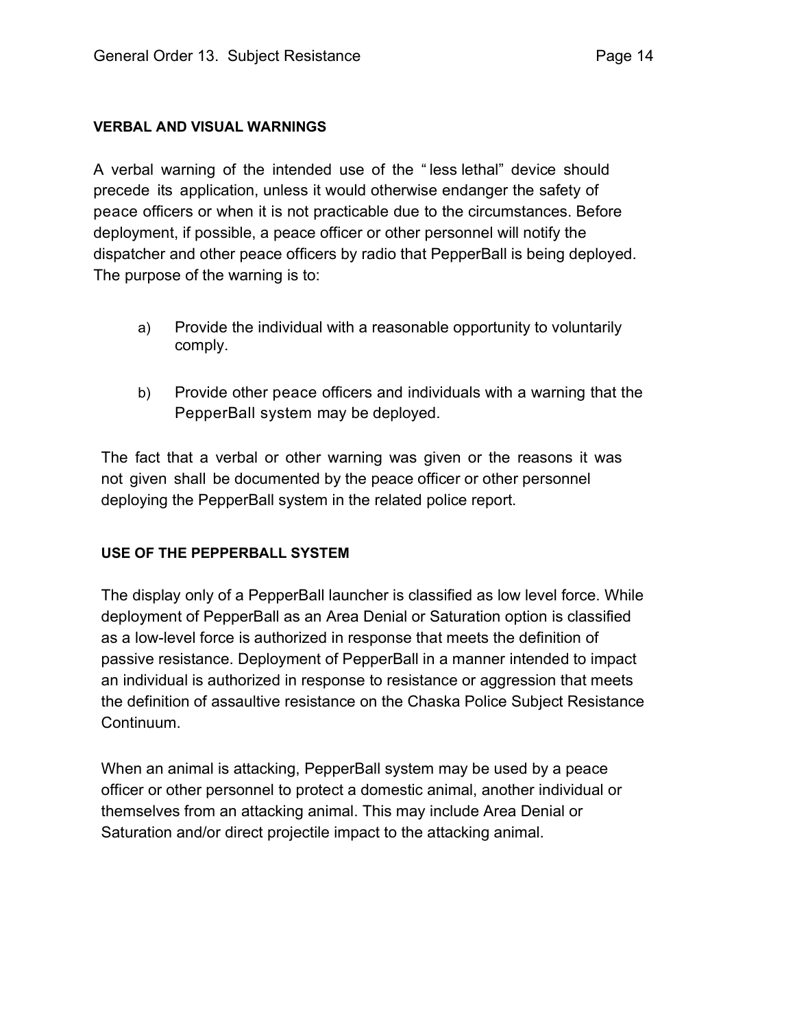## VERBAL AND VISUAL WARNINGS

A verbal warning of the intended use of the " less lethal" device should precede its application, unless it would otherwise endanger the safety of peace officers or when it is not practicable due to the circumstances. Before deployment, if possible, a peace officer or other personnel will notify the dispatcher and other peace officers by radio that PepperBall is being deployed. The purpose of the warning is to:

a) Provide the individual with a reasonable opportunity to voluntarily comply.

b) Provide other peace officers and individuals with a warning that the PepperBall system may be deployed.

The fact that a verbal or other warning was given or the reasons it was not given shall be documented by the peace officer or other personnel deploying the PepperBall system in the related police report.

## USE OF THE PEPPERBALL SYSTEM

The display only of a PepperBall launcher is classified as low level force. While deployment of PepperBall as an Area Denial or Saturation option is classified as a low-level force is authorized in response that meets the definition of passive resistance. Deployment of PepperBall in a manner intended to impact an individual is authorized in response to resistance or aggression that meets the definition of assaultive resistance on the Chaska Police Subject Resistance Continuum.

When an animal is attacking, PepperBall system may be used by a peace officer or other personnel to protect a domestic animal, another individual or themselves from an attacking animal. This may include Area Denial or Saturation and/or direct projectile impact to the attacking animal.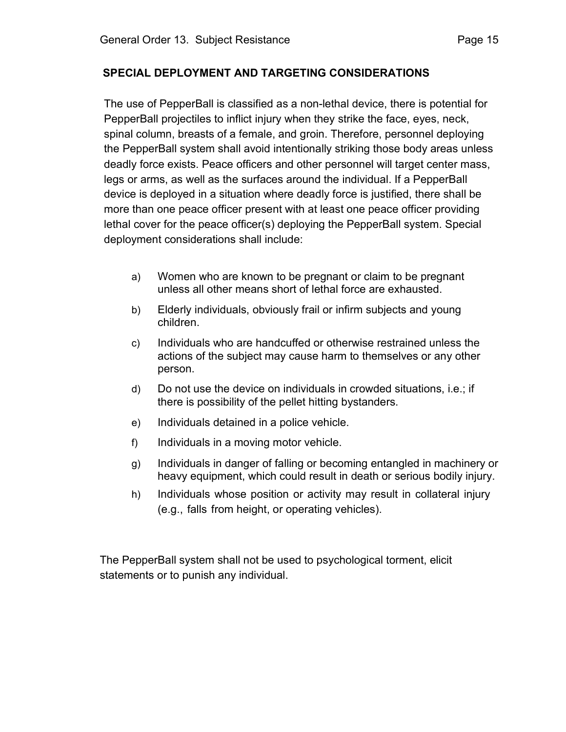## SPECIAL DEPLOYMENT AND TARGETING CONSIDERATIONS

The use of PepperBall is classified as a non-lethal device, there is potential for PepperBall projectiles to inflict injury when they strike the face, eyes, neck, spinal column, breasts of a female, and groin. Therefore, personnel deploying the PepperBall system shall avoid intentionally striking those body areas unless deadly force exists. Peace officers and other personnel will target center mass, legs or arms, as well as the surfaces around the individual. If a PepperBall device is deployed in a situation where deadly force is justified, there shall be more than one peace officer present with at least one peace officer providing lethal cover for the peace officer(s) deploying the PepperBall system. Special deployment considerations shall include:

a) Women who are known to be pregnant or claim to be pregnant unless all other means short of lethal force are exhausted.

b) Elderly individuals, obviously frail or infirm subjects and young children.

c) Individuals who are handcuffed or otherwise restrained unless the actions of the subject may cause harm to themselves or any other person.

d) Do not use the device on individuals in crowded situations, i.e.; if there is possibility of the pellet hitting bystanders.

e) Individuals detained in a police vehicle.

f) Individuals in a moving motor vehicle.

g) Individuals in danger of falling or becoming entangled in machinery or heavy equipment, which could result in death or serious bodily injury.

h) Individuals whose position or activity may result in collateral injury (e.g., falls from height, or operating vehicles).

The PepperBall system shall not be used to psychological torment, elicit statements or to punish any individual.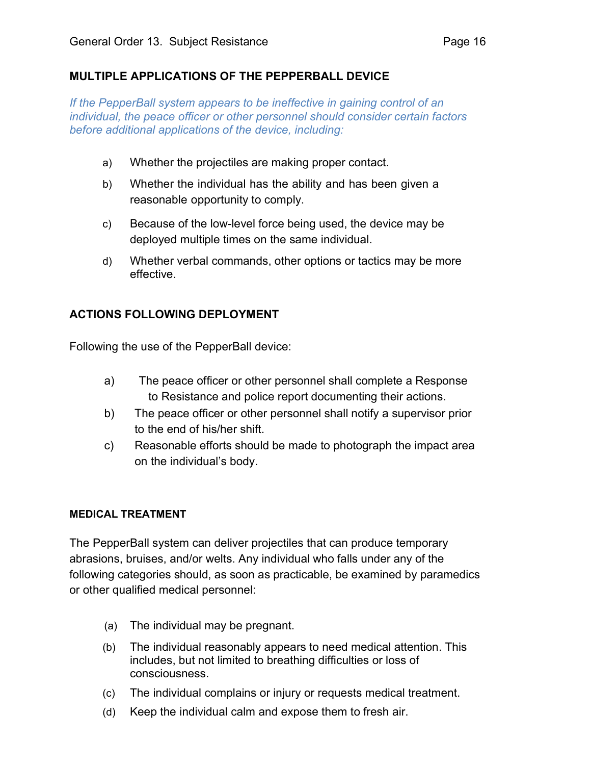## MULTIPLE APPLICATIONS OF THE PEPPERBALL DEVICE

*If the PepperBall system appears to be ineffective in gaining control of an individual, the peace officer or other personnel should consider certain factors before additional applications of the device, including:*

a) Whether the projectiles are making proper contact.

b) Whether the individual has the ability and has been given a reasonable opportunity to comply.

c) Because of the low-level force being used, the device may be deployed multiple times on the same individual.

d) Whether verbal commands, other options or tactics may be more effective.

## ACTIONS FOLLOWING DEPLOYMENT

Following the use of the PepperBall device:

a) The peace officer or other personnel shall complete a Response to Resistance and police report documenting their actions.

b) The peace officer or other personnel shall notify a supervisor prior to the end of his/her shift.

c) Reasonable efforts should be made to photograph the impact area on the individual's body.

## MEDICAL TREATMENT

The PepperBall system can deliver projectiles that can produce temporary abrasions, bruises, and/or welts. Any individual who falls under any of the following categories should, as soon as practicable, be examined by paramedics or other qualified medical personnel:

(a) The individual may be pregnant.

(b) The individual reasonably appears to need medical attention. This includes, but not limited to breathing difficulties or loss of consciousness.

(c) The individual complains or injury or requests medical treatment.

(d) Keep the individual calm and expose them to fresh air.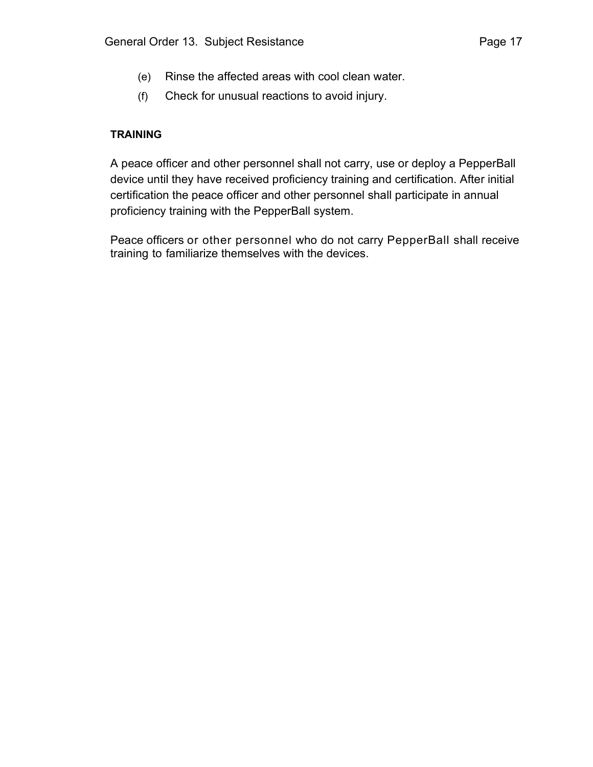(e) Rinse the affected areas with cool clean water.

(f) Check for unusual reactions to avoid injury.

**TRAINING**

A peace officer and other personnel shall not carry, use or deploy a PepperBall device until they have received proficiency training and certification. After initial certification the peace officer and other personnel shall participate in annual proficiency training with the PepperBall system.

Peace officers or other personnel who do not carry PepperBall shall receive training to familiarize themselves with the devices.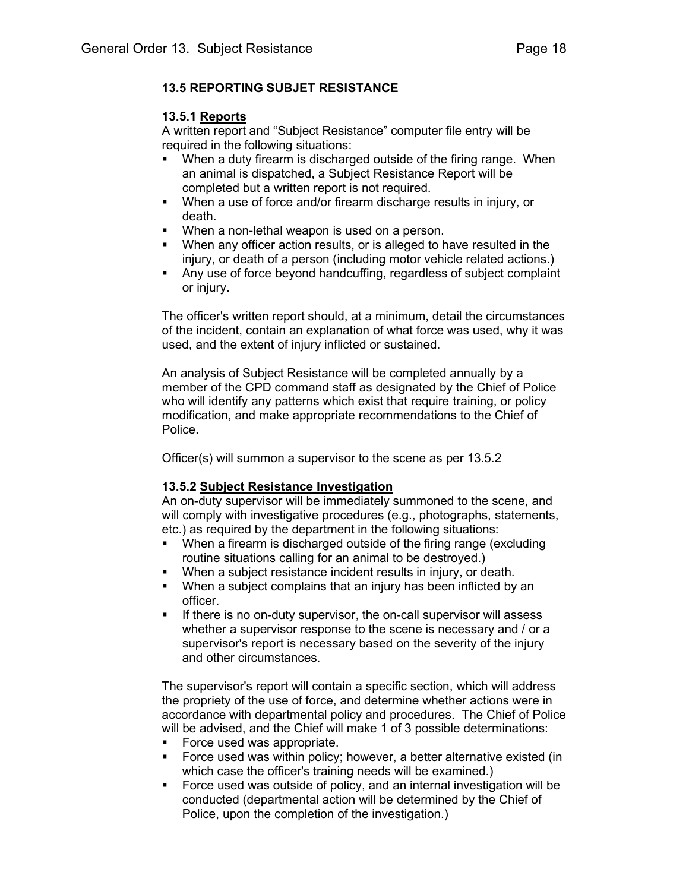### 13.5 REPORTING SUBJET RESISTANCE

#### 13.5.1 Reports

A written report and "Subject Resistance" computer file entry will be required in the following situations:

- When a duty firearm is discharged outside of the firing range. When an animal is dispatched, a Subject Resistance Report will be completed but a written report is not required.
- When a use of force and/or firearm discharge results in injury, or death.
- When a non-lethal weapon is used on a person.
- When any officer action results, or is alleged to have resulted in the injury, or death of a person (including motor vehicle related actions.)
- Any use of force beyond handcuffing, regardless of subject complaint or injury.

The officer's written report should, at a minimum, detail the circumstances of the incident, contain an explanation of what force was used, why it was used, and the extent of injury inflicted or sustained.

An analysis of Subject Resistance will be completed annually by a member of the CPD command staff as designated by the Chief of Police who will identify any patterns which exist that require training, or policy modification, and make appropriate recommendations to the Chief of Police.

Officer(s) will summon a supervisor to the scene as per 13.5.2

#### 13.5.2 Subject Resistance Investigation

An on-duty supervisor will be immediately summoned to the scene, and will comply with investigative procedures (e.g., photographs, statements, etc.) as required by the department in the following situations:

- When a firearm is discharged outside of the firing range (excluding routine situations calling for an animal to be destroyed.)
- When a subject resistance incident results in injury, or death.
- When a subject complains that an injury has been inflicted by an officer.
- If there is no on-duty supervisor, the on-call supervisor will assess whether a supervisor response to the scene is necessary and / or a supervisor's report is necessary based on the severity of the injury and other circumstances.

The supervisor's report will contain a specific section, which will address the propriety of the use of force, and determine whether actions were in accordance with departmental policy and procedures. The Chief of Police will be advised, and the Chief will make 1 of 3 possible determinations:

- Force used was appropriate.
- Force used was within policy; however, a better alternative existed (in which case the officer's training needs will be examined.)
- Force used was outside of policy, and an internal investigation will be conducted (departmental action will be determined by the Chief of Police, upon the completion of the investigation.)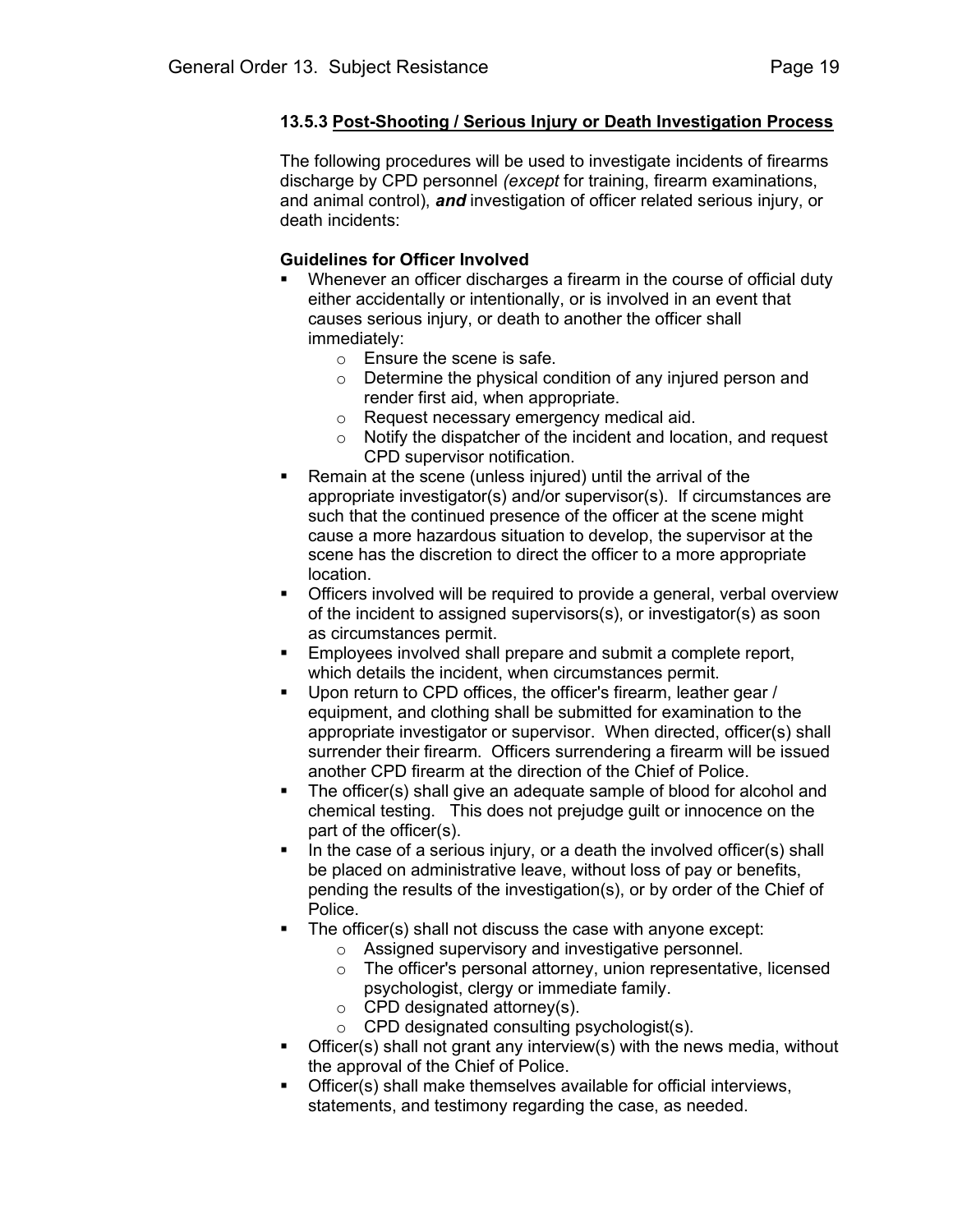### 13.5.3 Post-Shooting / Serious Injury or Death Investigation Process

The following procedures will be used to investigate incidents of firearms discharge by CPD personnel *(except* for training, firearm examinations, and animal control), ***and*** investigation of officer related serious injury, or death incidents:

**Guidelines for Officer Involved**

- Whenever an officer discharges a firearm in the course of official duty either accidentally or intentionally, or is involved in an event that causes serious injury, or death to another the officer shall immediately:
  - Ensure the scene is safe.
  - Determine the physical condition of any injured person and render first aid, when appropriate.
  - Request necessary emergency medical aid.
  - Notify the dispatcher of the incident and location, and request CPD supervisor notification.
- Remain at the scene (unless injured) until the arrival of the appropriate investigator(s) and/or supervisor(s). If circumstances are such that the continued presence of the officer at the scene might cause a more hazardous situation to develop, the supervisor at the scene has the discretion to direct the officer to a more appropriate location.
- Officers involved will be required to provide a general, verbal overview of the incident to assigned supervisors(s), or investigator(s) as soon as circumstances permit.
- Employees involved shall prepare and submit a complete report, which details the incident, when circumstances permit.
- Upon return to CPD offices, the officer's firearm, leather gear / equipment, and clothing shall be submitted for examination to the appropriate investigator or supervisor. When directed, officer(s) shall surrender their firearm. Officers surrendering a firearm will be issued another CPD firearm at the direction of the Chief of Police.
- The officer(s) shall give an adequate sample of blood for alcohol and chemical testing. This does not prejudge guilt or innocence on the part of the officer(s).
- In the case of a serious injury, or a death the involved officer(s) shall be placed on administrative leave, without loss of pay or benefits, pending the results of the investigation(s), or by order of the Chief of Police.
- The officer(s) shall not discuss the case with anyone except:
  - Assigned supervisory and investigative personnel.
  - The officer's personal attorney, union representative, licensed psychologist, clergy or immediate family.
  - CPD designated attorney(s).
  - CPD designated consulting psychologist(s).
- Officer(s) shall not grant any interview(s) with the news media, without the approval of the Chief of Police.
- Officer(s) shall make themselves available for official interviews, statements, and testimony regarding the case, as needed.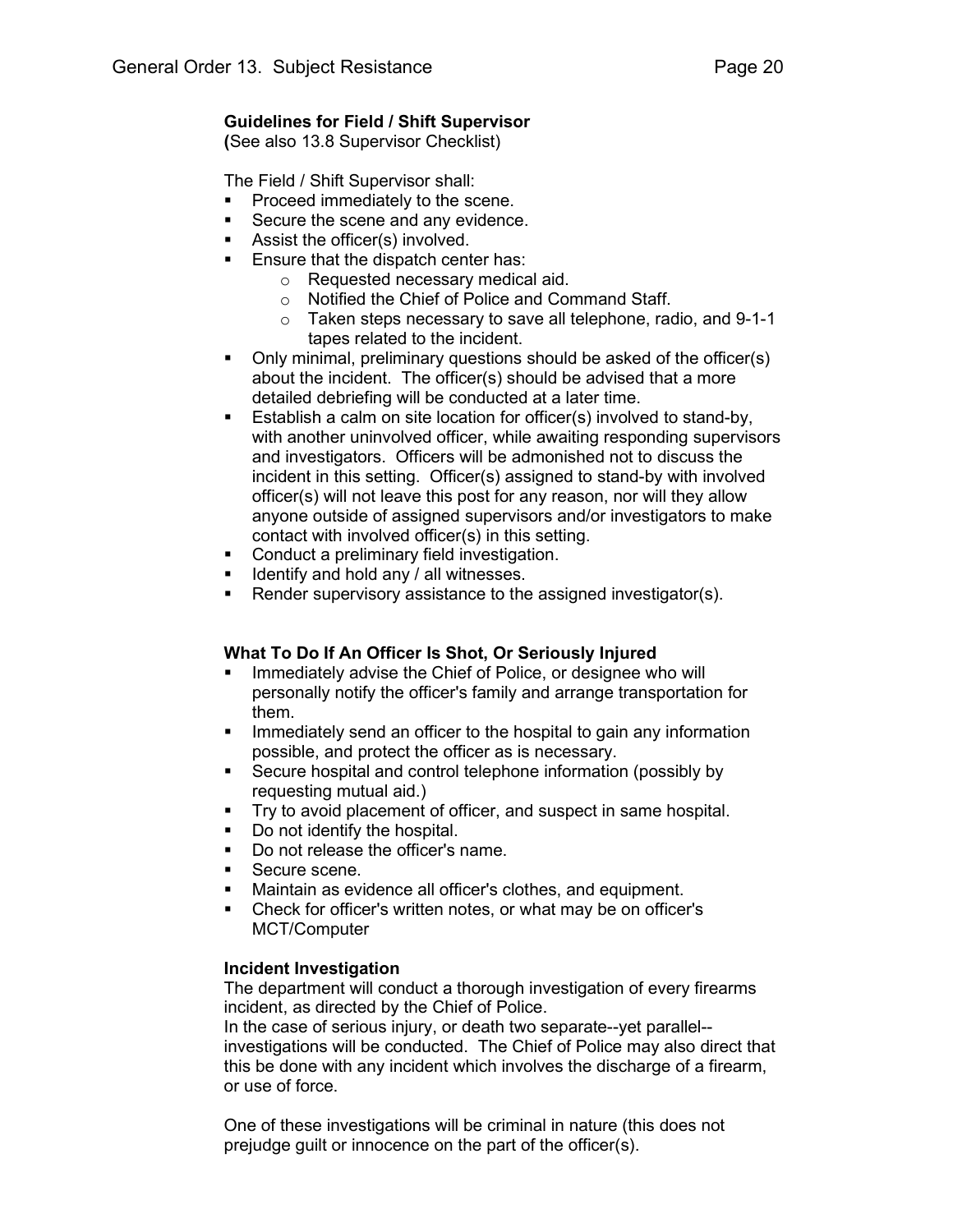**Guidelines for Field / Shift Supervisor**
**(**See also 13.8 Supervisor Checklist)

The Field / Shift Supervisor shall:

- Proceed immediately to the scene.
- Secure the scene and any evidence.
- Assist the officer(s) involved.
- Ensure that the dispatch center has:
    - Requested necessary medical aid.
    - Notified the Chief of Police and Command Staff.
    - Taken steps necessary to save all telephone, radio, and 9-1-1 tapes related to the incident.
- Only minimal, preliminary questions should be asked of the officer(s) about the incident. The officer(s) should be advised that a more detailed debriefing will be conducted at a later time.
- Establish a calm on site location for officer(s) involved to stand-by, with another uninvolved officer, while awaiting responding supervisors and investigators. Officers will be admonished not to discuss the incident in this setting. Officer(s) assigned to stand-by with involved officer(s) will not leave this post for any reason, nor will they allow anyone outside of assigned supervisors and/or investigators to make contact with involved officer(s) in this setting.
- Conduct a preliminary field investigation.
- Identify and hold any / all witnesses.
- Render supervisory assistance to the assigned investigator(s).

**What To Do If An Officer Is Shot, Or Seriously Injured**

- Immediately advise the Chief of Police, or designee who will personally notify the officer's family and arrange transportation for them.
- Immediately send an officer to the hospital to gain any information possible, and protect the officer as is necessary.
- Secure hospital and control telephone information (possibly by requesting mutual aid.)
- Try to avoid placement of officer, and suspect in same hospital.
- Do not identify the hospital.
- Do not release the officer's name.
- Secure scene.
- Maintain as evidence all officer's clothes, and equipment.
- Check for officer's written notes, or what may be on officer's MCT/Computer

**Incident Investigation**
The department will conduct a thorough investigation of every firearms incident, as directed by the Chief of Police.
In the case of serious injury, or death two separate--yet parallel--investigations will be conducted. The Chief of Police may also direct that this be done with any incident which involves the discharge of a firearm, or use of force.

One of these investigations will be criminal in nature (this does not prejudge guilt or innocence on the part of the officer(s).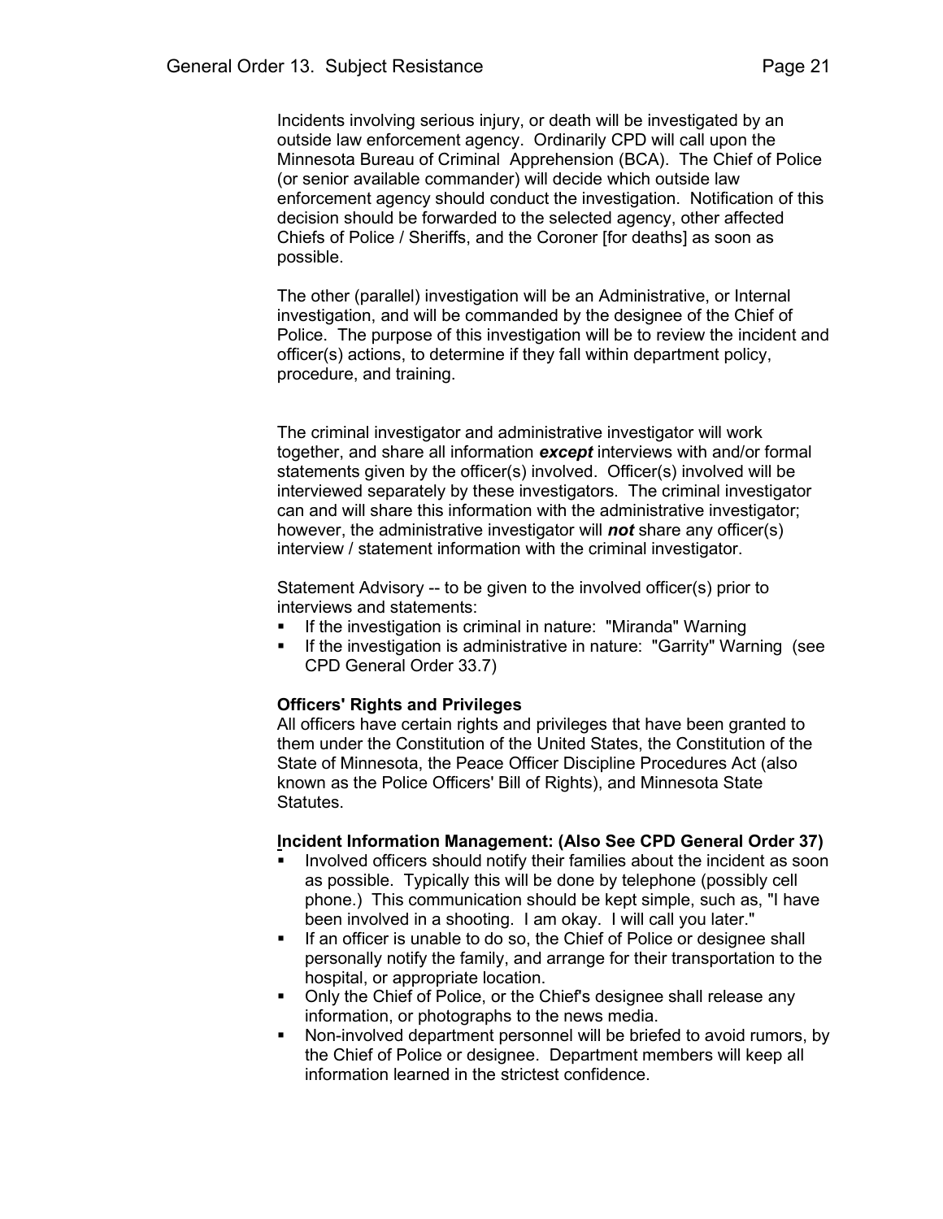Incidents involving serious injury, or death will be investigated by an outside law enforcement agency. Ordinarily CPD will call upon the Minnesota Bureau of Criminal Apprehension (BCA). The Chief of Police (or senior available commander) will decide which outside law enforcement agency should conduct the investigation. Notification of this decision should be forwarded to the selected agency, other affected Chiefs of Police / Sheriffs, and the Coroner [for deaths] as soon as possible.

The other (parallel) investigation will be an Administrative, or Internal investigation, and will be commanded by the designee of the Chief of Police. The purpose of this investigation will be to review the incident and officer(s) actions, to determine if they fall within department policy, procedure, and training.

The criminal investigator and administrative investigator will work together, and share all information ***except*** interviews with and/or formal statements given by the officer(s) involved. Officer(s) involved will be interviewed separately by these investigators. The criminal investigator can and will share this information with the administrative investigator; however, the administrative investigator will ***not*** share any officer(s) interview / statement information with the criminal investigator.

Statement Advisory -- to be given to the involved officer(s) prior to interviews and statements:

- If the investigation is criminal in nature: "Miranda" Warning
- If the investigation is administrative in nature: "Garrity" Warning (see CPD General Order 33.7)

**Officers' Rights and Privileges**
All officers have certain rights and privileges that have been granted to them under the Constitution of the United States, the Constitution of the State of Minnesota, the Peace Officer Discipline Procedures Act (also known as the Police Officers' Bill of Rights), and Minnesota State Statutes.

**Incident Information Management: (Also See CPD General Order 37)**

- Involved officers should notify their families about the incident as soon as possible. Typically this will be done by telephone (possibly cell phone.) This communication should be kept simple, such as, "I have been involved in a shooting. I am okay. I will call you later."
- If an officer is unable to do so, the Chief of Police or designee shall personally notify the family, and arrange for their transportation to the hospital, or appropriate location.
- Only the Chief of Police, or the Chief's designee shall release any information, or photographs to the news media.
- Non-involved department personnel will be briefed to avoid rumors, by the Chief of Police or designee. Department members will keep all information learned in the strictest confidence.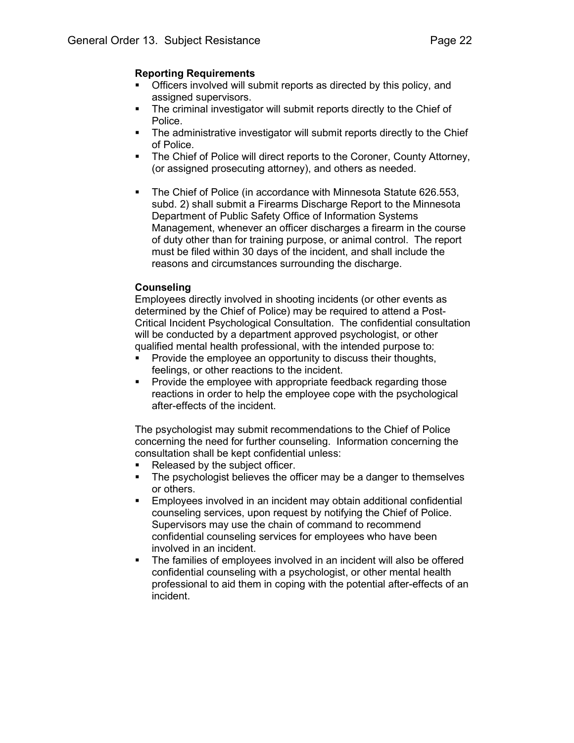**Reporting Requirements**

- Officers involved will submit reports as directed by this policy, and assigned supervisors.
- The criminal investigator will submit reports directly to the Chief of Police.
- The administrative investigator will submit reports directly to the Chief of Police.
- The Chief of Police will direct reports to the Coroner, County Attorney, (or assigned prosecuting attorney), and others as needed.
- The Chief of Police (in accordance with Minnesota Statute 626.553, subd. 2) shall submit a Firearms Discharge Report to the Minnesota Department of Public Safety Office of Information Systems Management, whenever an officer discharges a firearm in the course of duty other than for training purpose, or animal control. The report must be filed within 30 days of the incident, and shall include the reasons and circumstances surrounding the discharge.

**Counseling**

Employees directly involved in shooting incidents (or other events as determined by the Chief of Police) may be required to attend a Post-Critical Incident Psychological Consultation. The confidential consultation will be conducted by a department approved psychologist, or other qualified mental health professional, with the intended purpose to:

- Provide the employee an opportunity to discuss their thoughts, feelings, or other reactions to the incident.
- Provide the employee with appropriate feedback regarding those reactions in order to help the employee cope with the psychological after-effects of the incident.

The psychologist may submit recommendations to the Chief of Police concerning the need for further counseling. Information concerning the consultation shall be kept confidential unless:

- Released by the subject officer.
- The psychologist believes the officer may be a danger to themselves or others.
- Employees involved in an incident may obtain additional confidential counseling services, upon request by notifying the Chief of Police. Supervisors may use the chain of command to recommend confidential counseling services for employees who have been involved in an incident.
- The families of employees involved in an incident will also be offered confidential counseling with a psychologist, or other mental health professional to aid them in coping with the potential after-effects of an incident.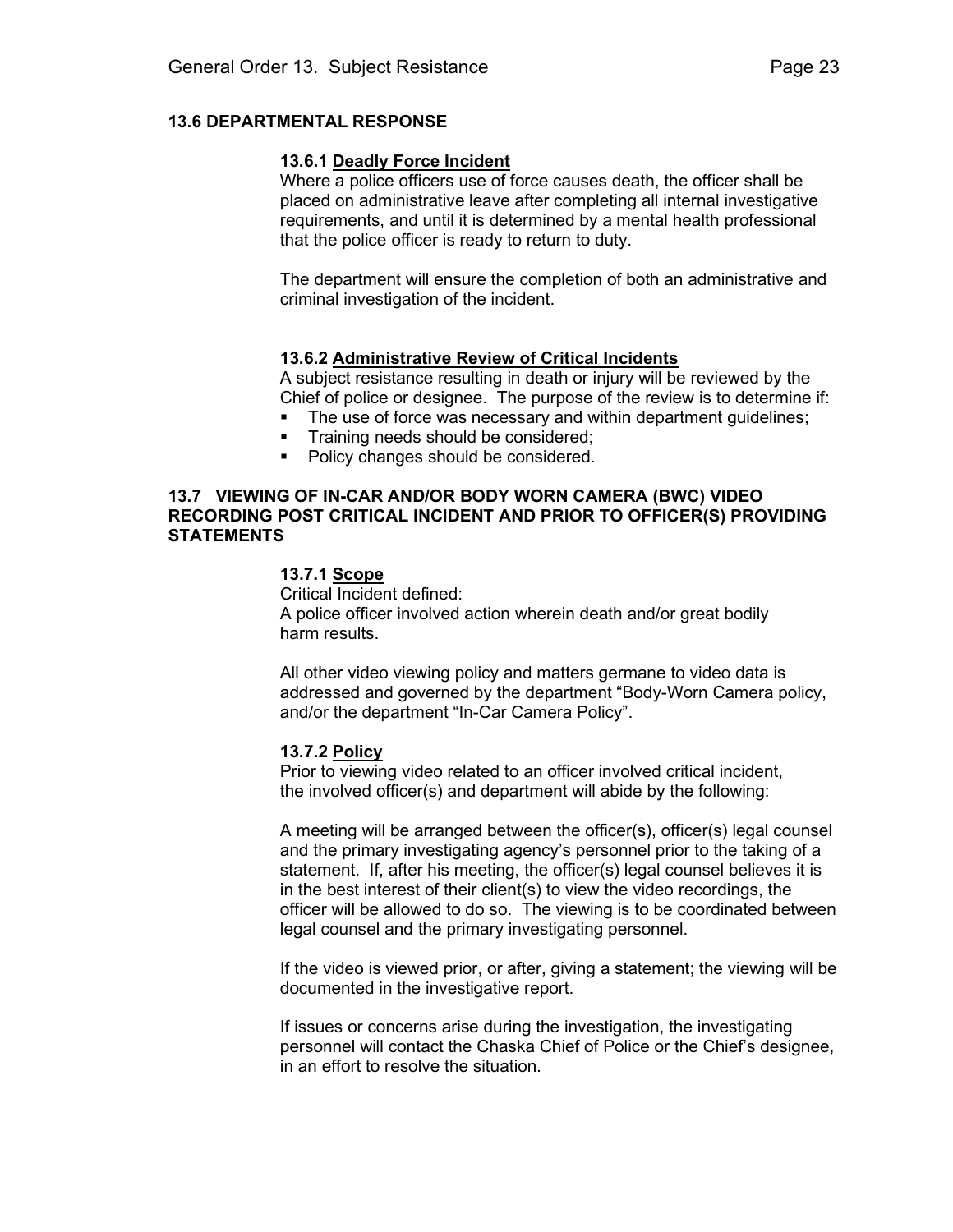## 13.6 DEPARTMENTAL RESPONSE

### 13.6.1 <u>Deadly Force Incident</u>

Where a police officers use of force causes death, the officer shall be placed on administrative leave after completing all internal investigative requirements, and until it is determined by a mental health professional that the police officer is ready to return to duty.

The department will ensure the completion of both an administrative and criminal investigation of the incident.

### 13.6.2 <u>Administrative Review of Critical Incidents</u>

A subject resistance resulting in death or injury will be reviewed by the Chief of police or designee. The purpose of the review is to determine if:

- The use of force was necessary and within department guidelines;
- Training needs should be considered;
- Policy changes should be considered.

## 13.7 VIEWING OF IN-CAR AND/OR BODY WORN CAMERA (BWC) VIDEO RECORDING POST CRITICAL INCIDENT AND PRIOR TO OFFICER(S) PROVIDING STATEMENTS

### 13.7.1 <u>Scope</u>

Critical Incident defined:
A police officer involved action wherein death and/or great bodily harm results.

All other video viewing policy and matters germane to video data is addressed and governed by the department "Body-Worn Camera policy, and/or the department "In-Car Camera Policy".

### 13.7.2 <u>Policy</u>

Prior to viewing video related to an officer involved critical incident, the involved officer(s) and department will abide by the following:

A meeting will be arranged between the officer(s), officer(s) legal counsel and the primary investigating agency's personnel prior to the taking of a statement. If, after his meeting, the officer(s) legal counsel believes it is in the best interest of their client(s) to view the video recordings, the officer will be allowed to do so. The viewing is to be coordinated between legal counsel and the primary investigating personnel.

If the video is viewed prior, or after, giving a statement; the viewing will be documented in the investigative report.

If issues or concerns arise during the investigation, the investigating personnel will contact the Chaska Chief of Police or the Chief's designee, in an effort to resolve the situation.